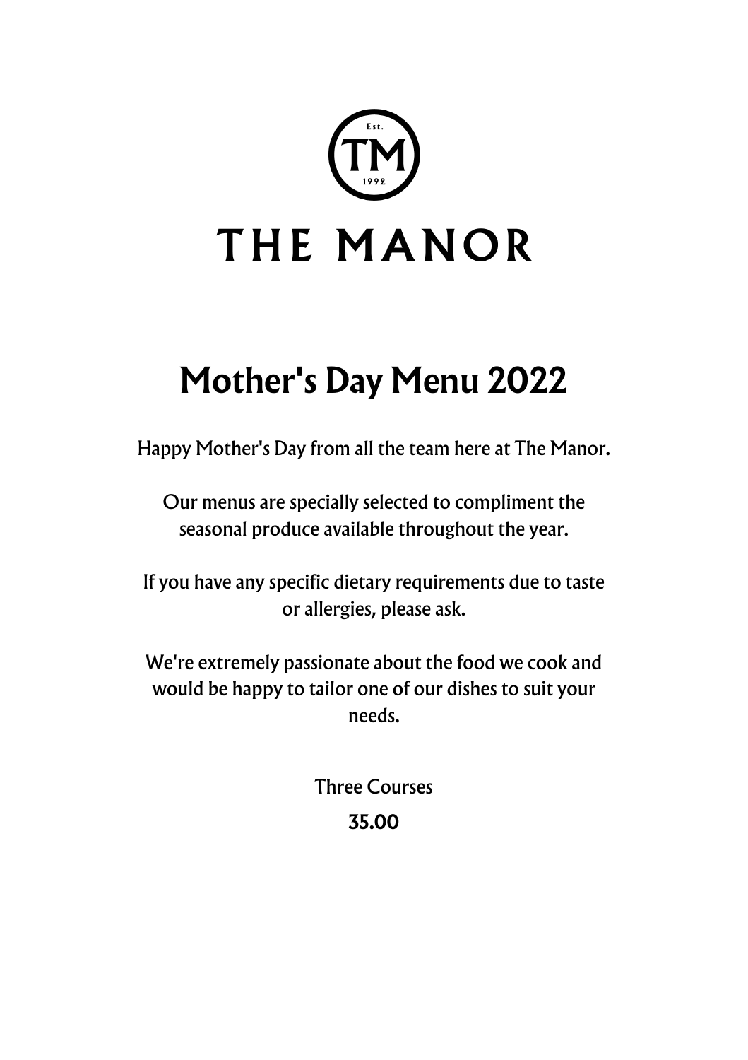Est.

TM

1992

# THE MANOR

## Mother's Day Menu 2022

Happy Mother's Day from all the team here at The Manor.

Our menus are specially selected to compliment the seasonal produce available throughout the year.

If you have any specific dietary requirements due to taste or allergies, please ask.

We're extremely passionate about the food we cook and would be happy to tailor one of our dishes to suit your needs.

Three Courses

**35.00**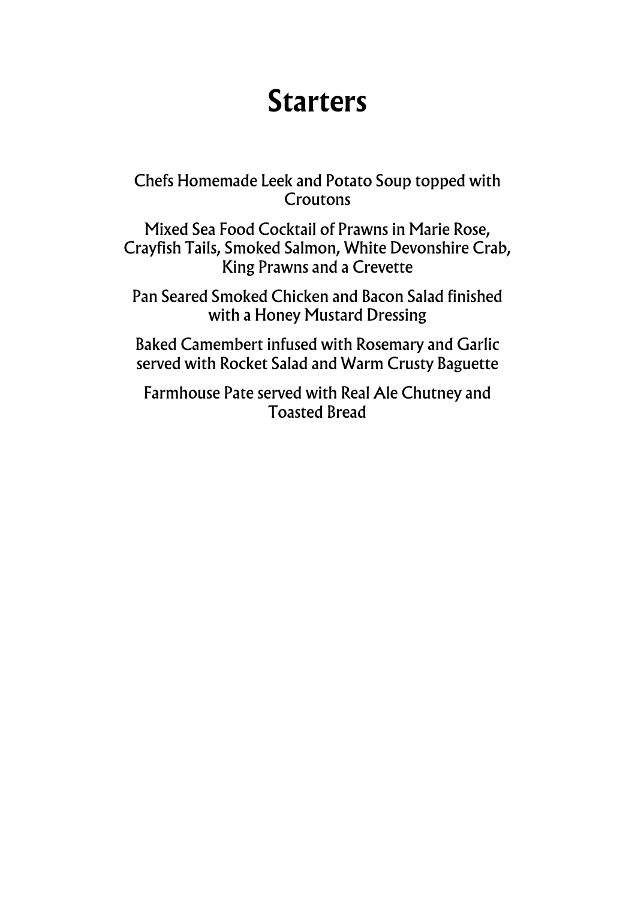# Starters

Chefs Homemade Leek and Potato Soup topped with Croutons

Mixed Sea Food Cocktail of Prawns in Marie Rose, Crayfish Tails, Smoked Salmon, White Devonshire Crab, King Prawns and a Crevette

Pan Seared Smoked Chicken and Bacon Salad finished with a Honey Mustard Dressing

Baked Camembert infused with Rosemary and Garlic served with Rocket Salad and Warm Crusty Baguette

Farmhouse Pate served with Real Ale Chutney and Toasted Bread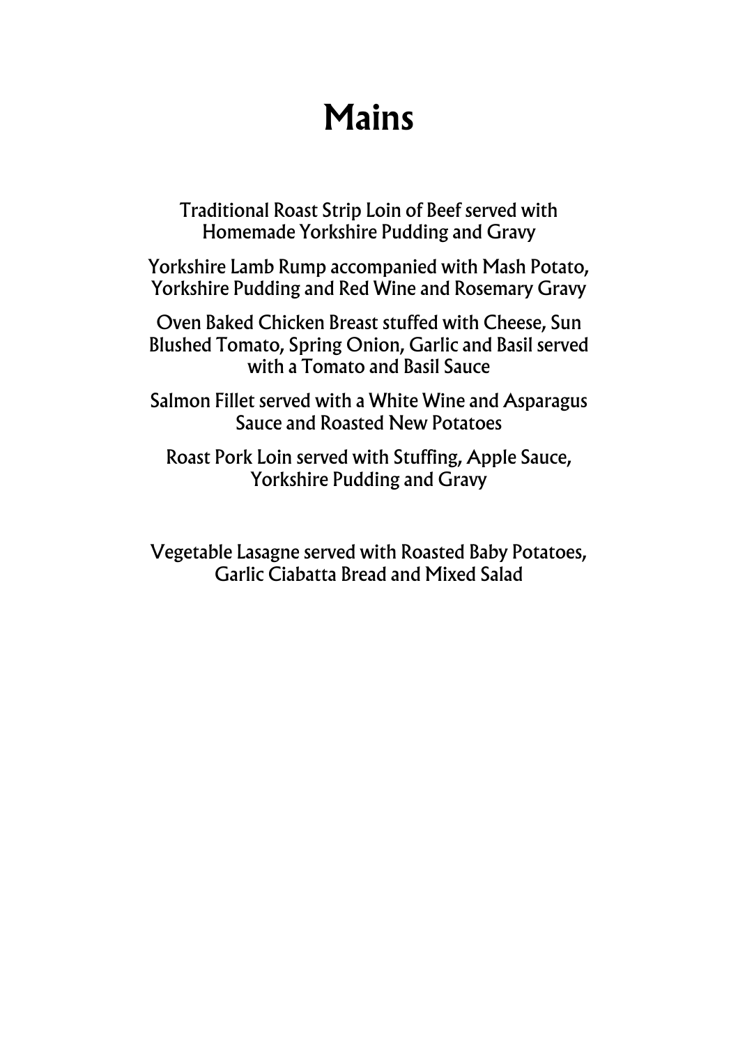# Mains

Traditional Roast Strip Loin of Beef served with Homemade Yorkshire Pudding and Gravy

Yorkshire Lamb Rump accompanied with Mash Potato, Yorkshire Pudding and Red Wine and Rosemary Gravy

Oven Baked Chicken Breast stuffed with Cheese, Sun Blushed Tomato, Spring Onion, Garlic and Basil served with a Tomato and Basil Sauce

Salmon Fillet served with a White Wine and Asparagus Sauce and Roasted New Potatoes

Roast Pork Loin served with Stuffing, Apple Sauce, Yorkshire Pudding and Gravy

Vegetable Lasagne served with Roasted Baby Potatoes, Garlic Ciabatta Bread and Mixed Salad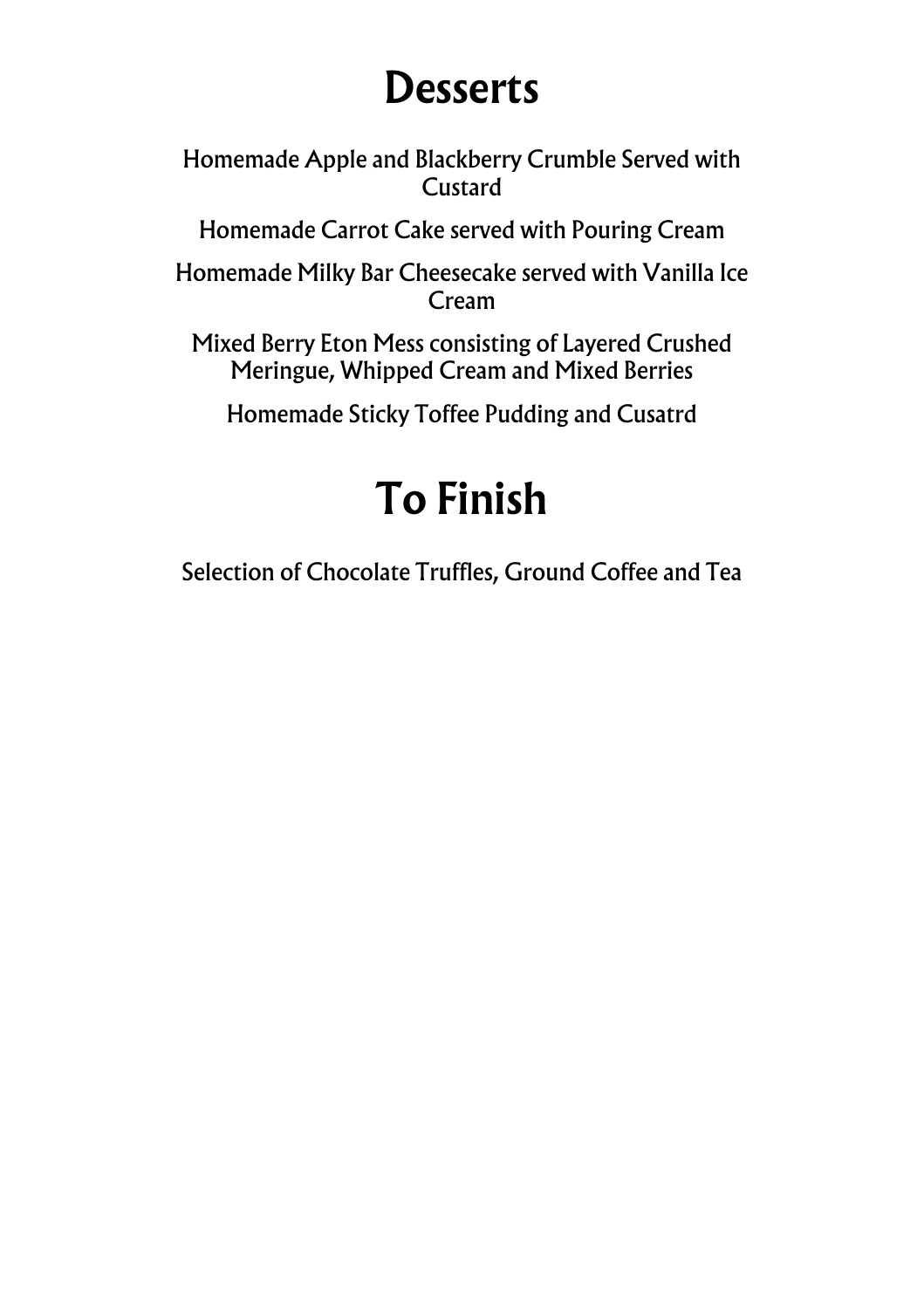# Desserts

Homemade Apple and Blackberry Crumble Served with Custard

Homemade Carrot Cake served with Pouring Cream

Homemade Milky Bar Cheesecake served with Vanilla Ice Cream

Mixed Berry Eton Mess consisting of Layered Crushed Meringue, Whipped Cream and Mixed Berries

Homemade Sticky Toffee Pudding and Cusatrd

# To Finish

Selection of Chocolate Truffles, Ground Coffee and Tea